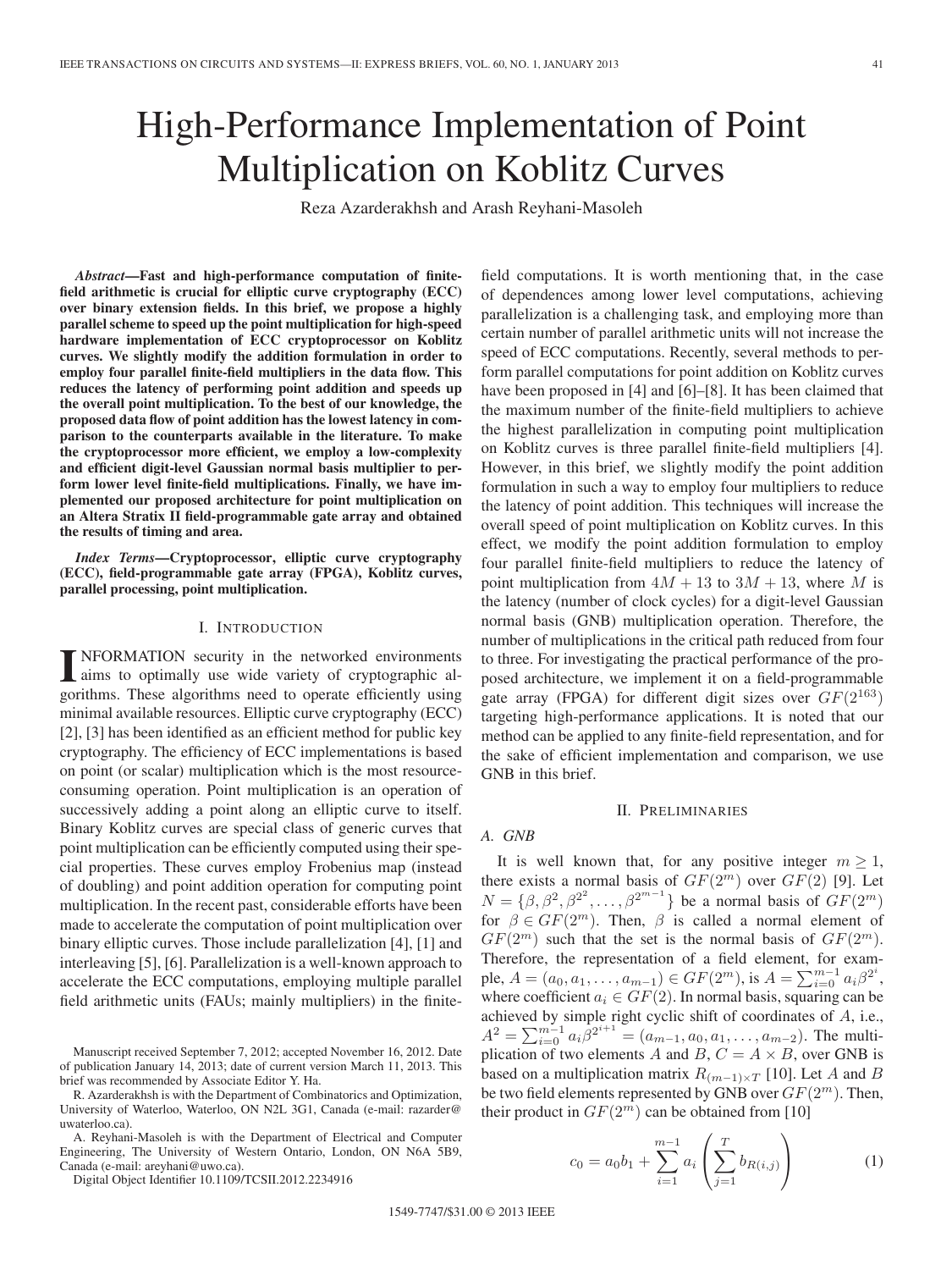# High-Performance Implementation of Point Multiplication on Koblitz Curves

Reza Azarderakhsh and Arash Reyhani-Masoleh

***Abstract*—Fast and high-performance computation of finite-field arithmetic is crucial for elliptic curve cryptography (ECC) over binary extension fields. In this brief, we propose a highly parallel scheme to speed up the point multiplication for high-speed hardware implementation of ECC cryptoprocessor on Koblitz curves. We slightly modify the addition formulation in order to employ four parallel finite-field multipliers in the data flow. This reduces the latency of performing point addition and speeds up the overall point multiplication. To the best of our knowledge, the proposed data flow of point addition has the lowest latency in comparison to the counterparts available in the literature. To make the cryptoprocessor more efficient, we employ a low-complexity and efficient digit-level Gaussian normal basis multiplier to perform lower level finite-field multiplications. Finally, we have implemented our proposed architecture for point multiplication on an Altera Stratix II field-programmable gate array and obtained the results of timing and area.**

***Index Terms*—Cryptoprocessor, elliptic curve cryptography (ECC), field-programmable gate array (FPGA), Koblitz curves, parallel processing, point multiplication.**

## I. Introduction

INFORMATION security in the networked environments aims to optimally use wide variety of cryptographic algorithms. These algorithms need to operate efficiently using minimal available resources. Elliptic curve cryptography (ECC) [2], [3] has been identified as an efficient method for public key cryptography. The efficiency of ECC implementations is based on point (or scalar) multiplication which is the most resource-consuming operation. Point multiplication is an operation of successively adding a point along an elliptic curve to itself. Binary Koblitz curves are special class of generic curves that point multiplication can be efficiently computed using their special properties. These curves employ Frobenius map (instead of doubling) and point addition operation for computing point multiplication. In the recent past, considerable efforts have been made to accelerate the computation of point multiplication over binary elliptic curves. Those include parallelization [4], [1] and interleaving [5], [6]. Parallelization is a well-known approach to accelerate the ECC computations, employing multiple parallel field arithmetic units (FAUs; mainly multipliers) in the finite-field computations. It is worth mentioning that, in the case of dependences among lower level computations, achieving parallelization is a challenging task, and employing more than certain number of parallel arithmetic units will not increase the speed of ECC computations. Recently, several methods to perform parallel computations for point addition on Koblitz curves have been proposed in [4] and [6]–[8]. It has been claimed that the maximum number of the finite-field multipliers to achieve the highest parallelization in computing point multiplication on Koblitz curves is three parallel finite-field multipliers [4]. However, in this brief, we slightly modify the point addition formulation in such a way to employ four multipliers to reduce the latency of point addition. This techniques will increase the overall speed of point multiplication on Koblitz curves. In this effect, we modify the point addition formulation to employ four parallel finite-field multipliers to reduce the latency of point multiplication from $4M + 13$ to $3M + 13$, where $M$ is the latency (number of clock cycles) for a digit-level Gaussian normal basis (GNB) multiplication operation. Therefore, the number of multiplications in the critical path reduced from four to three. For investigating the practical performance of the proposed architecture, we implement it on a field-programmable gate array (FPGA) for different digit sizes over $GF(2^{163})$ targeting high-performance applications. It is noted that our method can be applied to any finite-field representation, and for the sake of efficient implementation and comparison, we use GNB in this brief.

## II. Preliminaries

### A. GNB

It is well known that, for any positive integer $m \geq 1$, there exists a normal basis of $GF(2^m)$ over $GF(2)$ [9]. Let $N = \{\beta, \beta^2, \beta^{2^2}, \ldots, \beta^{2^{m-1}}\}$ be a normal basis of $GF(2^m)$ for $\beta \in GF(2^m)$. Then, $\beta$ is called a normal element of $GF(2^m)$ such that the set is the normal basis of $GF(2^m)$. Therefore, the representation of a field element, for example, $A = (a_0, a_1, \ldots, a_{m-1}) \in GF(2^m)$, is $A = \sum_{i=0}^{m-1} a_i \beta^{2^i}$, where coefficient $a_i \in GF(2)$. In normal basis, squaring can be achieved by simple right cyclic shift of coordinates of $A$, i.e., $A^2 = \sum_{i=0}^{m-1} a_i \beta^{2^{i+1}} = (a_{m-1}, a_0, a_1, \ldots, a_{m-2})$. The multiplication of two elements $A$ and $B$, $C = A \times B$, over GNB is based on a multiplication matrix $R_{(m-1)\times T}$ [10]. Let $A$ and $B$ be two field elements represented by GNB over $GF(2^m)$. Then, their product in $GF(2^m)$ can be obtained from [10]

$$c_0 = a_0 b_1 + \sum_{i=1}^{m-1} a_i \left( \sum_{j=1}^{T} b_{R(i,j)} \right) \tag{1}$$

Manuscript received September 7, 2012; accepted November 16, 2012. Date of publication January 14, 2013; date of current version March 11, 2013. This brief was recommended by Associate Editor Y. Ha.

R. Azarderakhsh is with the Department of Combinatorics and Optimization, University of Waterloo, Waterloo, ON N2L 3G1, Canada (e-mail: razarder@uwaterloo.ca).

A. Reyhani-Masoleh is with the Department of Electrical and Computer Engineering, The University of Western Ontario, London, ON N6A 5B9, Canada (e-mail: areyhani@uwo.ca).

Digital Object Identifier 10.1109/TCSII.2012.2234916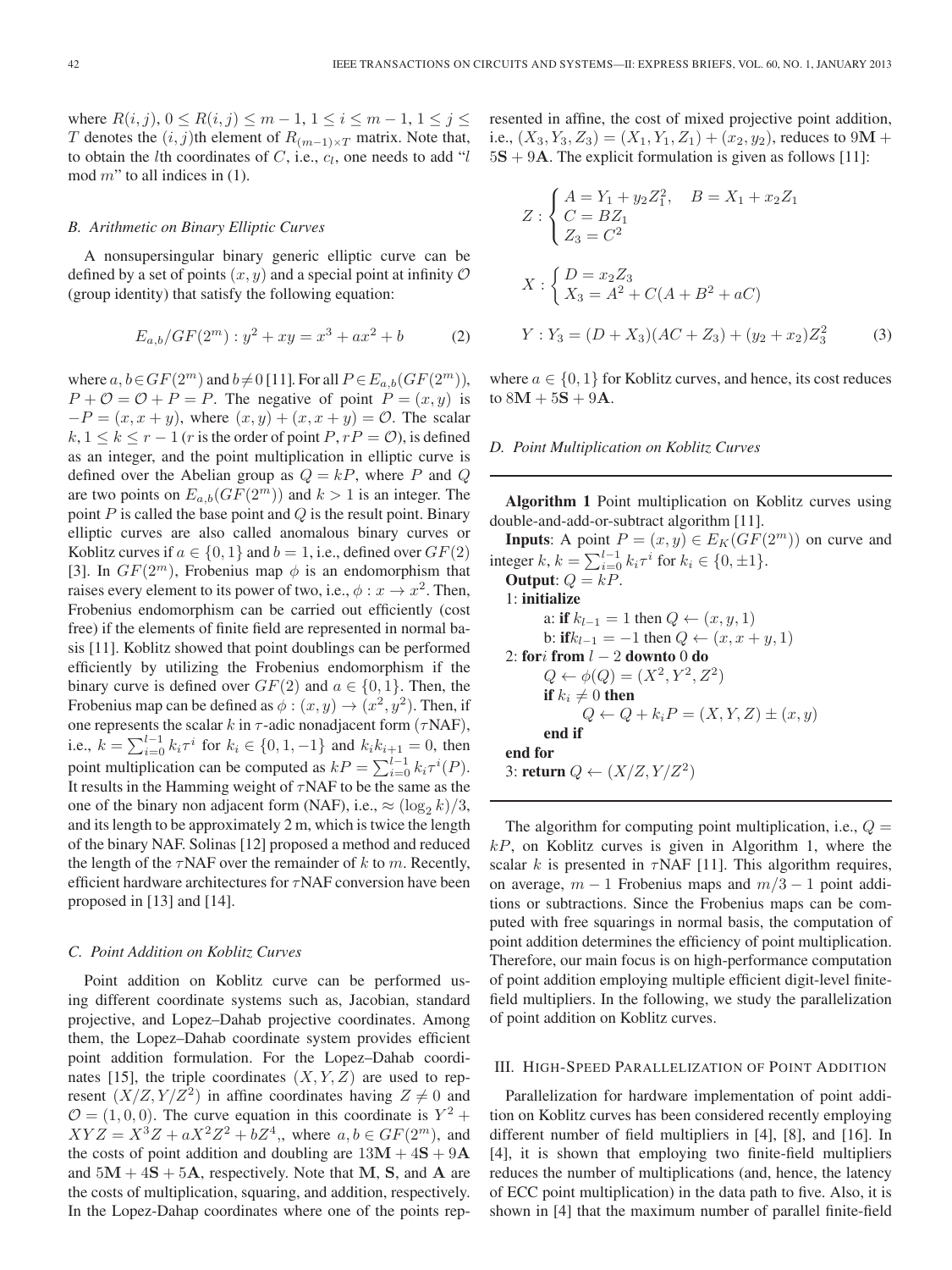where $R(i,j)$, $0 \le R(i,j) \le m-1$, $1 \le i \le m-1$, $1 \le j \le T$ denotes the $(i,j)$th element of $R_{(m-1)\times T}$ matrix. Note that, to obtain the $l$th coordinates of $C$, i.e., $c_l$, one needs to add "$l$ mod $m$" to all indices in (1).

### B. Arithmetic on Binary Elliptic Curves

A nonsupersingular binary generic elliptic curve can be defined by a set of points $(x,y)$ and a special point at infinity $\mathcal{O}$ (group identity) that satisfy the following equation:

$$E_{a,b}/GF(2^m): y^2 + xy = x^3 + ax^2 + b \tag{2}$$

where $a, b \in GF(2^m)$ and $b \neq 0$ [11]. For all $P \in E_{a,b}(GF(2^m))$, $P + \mathcal{O} = \mathcal{O} + P = P$. The negative of point $P = (x,y)$ is $-P = (x, x+y)$, where $(x,y) + (x, x+y) = \mathcal{O}$. The scalar $k$, $1 \le k \le r-1$ ($r$ is the order of point $P$, $rP = \mathcal{O}$), is defined as an integer, and the point multiplication in elliptic curve is defined over the Abelian group as $Q = kP$, where $P$ and $Q$ are two points on $E_{a,b}(GF(2^m))$ and $k > 1$ is an integer. The point $P$ is called the base point and $Q$ is the result point. Binary elliptic curves are also called anomalous binary curves or Koblitz curves if $a \in \{0,1\}$ and $b = 1$, i.e., defined over $GF(2)$ [3]. In $GF(2^m)$, Frobenius map $\phi$ is an endomorphism that raises every element to its power of two, i.e., $\phi: x \rightarrow x^2$. Then, Frobenius endomorphism can be carried out efficiently (cost free) if the elements of finite field are represented in normal basis [11]. Koblitz showed that point doublings can be performed efficiently by utilizing the Frobenius endomorphism if the binary curve is defined over $GF(2)$ and $a \in \{0,1\}$. Then, the Frobenius map can be defined as $\phi: (x,y) \rightarrow (x^2, y^2)$. Then, if one represents the scalar $k$ in $\tau$-adic nonadjacent form ($\tau$NAF), i.e., $k = \sum_{i=0}^{l-1} k_i \tau^i$ for $k_i \in \{0, 1, -1\}$ and $k_i k_{i+1} = 0$, then point multiplication can be computed as $kP = \sum_{i=0}^{l-1} k_i \tau^i(P)$. It results in the Hamming weight of $\tau$NAF to be the same as the one of the binary non adjacent form (NAF), i.e., $\approx (\log_2 k)/3$, and its length to be approximately 2 m, which is twice the length of the binary NAF. Solinas [12] proposed a method and reduced the length of the $\tau$NAF over the remainder of $k$ to $m$. Recently, efficient hardware architectures for $\tau$NAF conversion have been proposed in [13] and [14].

### C. Point Addition on Koblitz Curves

Point addition on Koblitz curve can be performed using different coordinate systems such as, Jacobian, standard projective, and Lopez–Dahab projective coordinates. Among them, the Lopez–Dahab coordinate system provides efficient point addition formulation. For the Lopez–Dahab coordinates [15], the triple coordinates $(X, Y, Z)$ are used to represent $(X/Z, Y/Z^2)$ in affine coordinates having $Z \neq 0$ and $\mathcal{O} = (1, 0, 0)$. The curve equation in this coordinate is $Y^2 + XYZ = X^3 Z + aX^2 Z^2 + bZ^4$,, where $a, b \in GF(2^m)$, and the costs of point addition and doubling are $13\mathbf{M} + 4\mathbf{S} + 9\mathbf{A}$ and $5\mathbf{M} + 4\mathbf{S} + 5\mathbf{A}$, respectively. Note that $\mathbf{M}$, $\mathbf{S}$, and $\mathbf{A}$ are the costs of multiplication, squaring, and addition, respectively. In the Lopez-Dahap coordinates where one of the points represented in affine, the cost of mixed projective point addition, i.e., $(X_3, Y_3, Z_3) = (X_1, Y_1, Z_1) + (x_2, y_2)$, reduces to $9\mathbf{M} + 5\mathbf{S} + 9\mathbf{A}$. The explicit formulation is given as follows [11]:

$$Z: \begin{cases} A = Y_1 + y_2 Z_1^2, \quad B = X_1 + x_2 Z_1 \\ C = BZ_1 \\ Z_3 = C^2 \end{cases}$$

$$X: \begin{cases} D = x_2 Z_3 \\ X_3 = A^2 + C(A + B^2 + aC) \end{cases}$$

$$Y: Y_3 = (D + X_3)(AC + Z_3) + (y_2 + x_2)Z_3^2 \tag{3}$$

where $a \in \{0,1\}$ for Koblitz curves, and hence, its cost reduces to $8\mathbf{M} + 5\mathbf{S} + 9\mathbf{A}$.

### D. Point Multiplication on Koblitz Curves

---

**Algorithm 1** Point multiplication on Koblitz curves using double-and-add-or-subtract algorithm [11].

**Inputs**: A point $P = (x,y) \in E_K(GF(2^m))$ on curve and integer $k$, $k = \sum_{i=0}^{l-1} k_i \tau^i$ for $k_i \in \{0, \pm 1\}$.

**Output**: $Q = kP$.

1: **initialize**
  a: **if** $k_{l-1} = 1$ then $Q \leftarrow (x, y, 1)$
  b: **if** $k_{l-1} = -1$ then $Q \leftarrow (x, x+y, 1)$
2: **for** $i$ **from** $l-2$ **downto** $0$ **do**
  $Q \leftarrow \phi(Q) = (X^2, Y^2, Z^2)$
  **if** $k_i \neq 0$ **then**
    $Q \leftarrow Q + k_i P = (X, Y, Z) \pm (x, y)$
  **end if**
**end for**
3: **return** $Q \leftarrow (X/Z, Y/Z^2)$

---

The algorithm for computing point multiplication, i.e., $Q = kP$, on Koblitz curves is given in Algorithm 1, where the scalar $k$ is presented in $\tau$NAF [11]. This algorithm requires, on average, $m-1$ Frobenius maps and $m/3 - 1$ point additions or subtractions. Since the Frobenius maps can be computed with free squarings in normal basis, the computation of point addition determines the efficiency of point multiplication. Therefore, our main focus is on high-performance computation of point addition employing multiple efficient digit-level finite-field multipliers. In the following, we study the parallelization of point addition on Koblitz curves.

## III. High-Speed Parallelization of Point Addition

Parallelization for hardware implementation of point addition on Koblitz curves has been considered recently employing different number of field multipliers in [4], [8], and [16]. In [4], it is shown that employing two finite-field multipliers reduces the number of multiplications (and, hence, the latency of ECC point multiplication) in the data path to five. Also, it is shown in [4] that the maximum number of parallel finite-field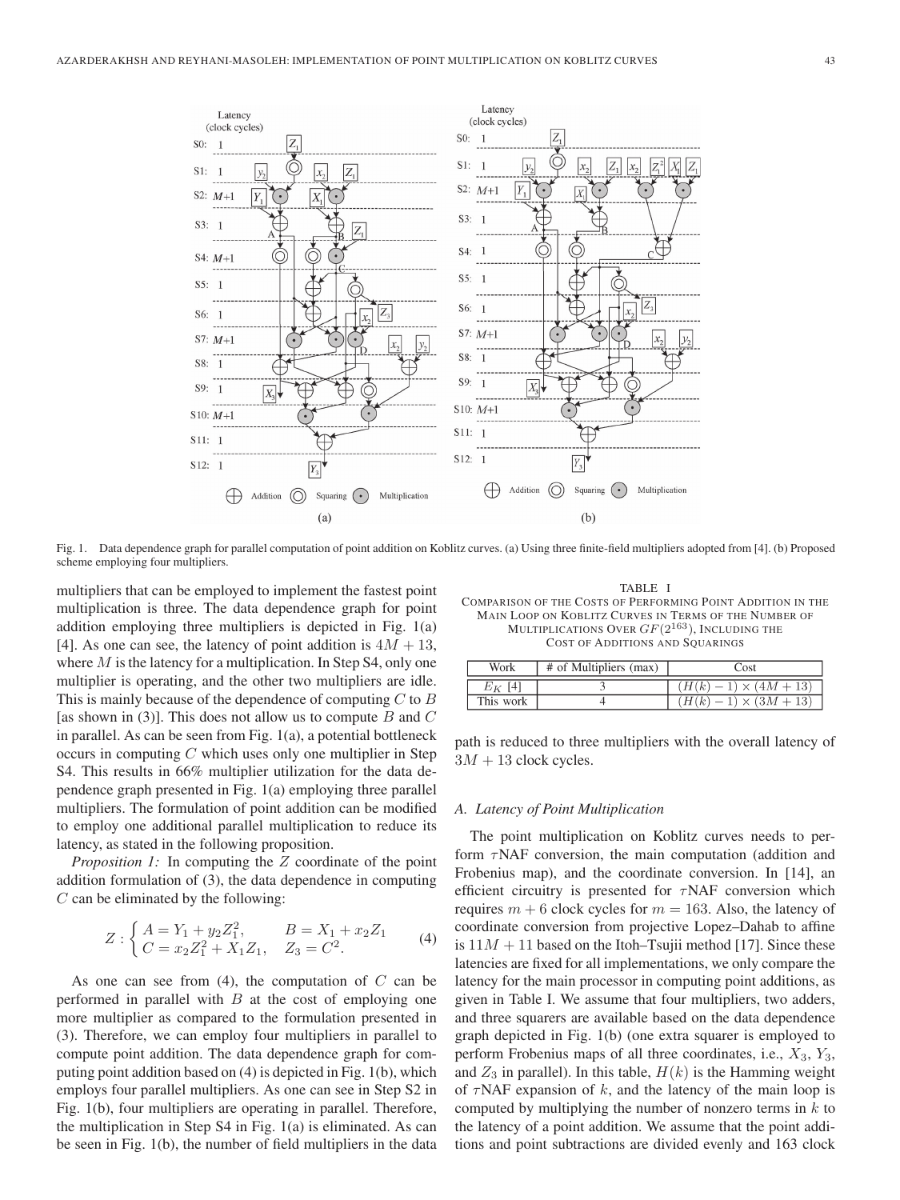Fig. 1. Data dependence graph for parallel computation of point addition on Koblitz curves. (a) Using three finite-field multipliers adopted from [4]. (b) Proposed scheme employing four multipliers.

multipliers that can be employed to implement the fastest point multiplication is three. The data dependence graph for point addition employing three multipliers is depicted in Fig. 1(a) [4]. As one can see, the latency of point addition is $4M + 13$, where $M$ is the latency for a multiplication. In Step S4, only one multiplier is operating, and the other two multipliers are idle. This is mainly because of the dependence of computing $C$ to $B$ [as shown in (3)]. This does not allow us to compute $B$ and $C$ in parallel. As can be seen from Fig. 1(a), a potential bottleneck occurs in computing $C$ which uses only one multiplier in Step S4. This results in 66% multiplier utilization for the data dependence graph presented in Fig. 1(a) employing three parallel multipliers. The formulation of point addition can be modified to employ one additional parallel multiplication to reduce its latency, as stated in the following proposition.

*Proposition 1:* In computing the $Z$ coordinate of the point addition formulation of (3), the data dependence in computing $C$ can be eliminated by the following:

$$Z : \begin{cases} A = Y_1 + y_2 Z_1^2, & B = X_1 + x_2 Z_1 \\ C = x_2 Z_1^2 + X_1 Z_1, & Z_3 = C^2. \end{cases} \tag{4}$$

As one can see from (4), the computation of $C$ can be performed in parallel with $B$ at the cost of employing one more multiplier as compared to the formulation presented in (3). Therefore, we can employ four multipliers in parallel to compute point addition. The data dependence graph for computing point addition based on (4) is depicted in Fig. 1(b), which employs four parallel multipliers. As one can see in Step S2 in Fig. 1(b), four multipliers are operating in parallel. Therefore, the multiplication in Step S4 in Fig. 1(a) is eliminated. As can be seen in Fig. 1(b), the number of field multipliers in the data path is reduced to three multipliers with the overall latency of $3M + 13$ clock cycles.

TABLE I
COMPARISON OF THE COSTS OF PERFORMING POINT ADDITION IN THE MAIN LOOP ON KOBLITZ CURVES IN TERMS OF THE NUMBER OF MULTIPLICATIONS OVER $GF(2^{163})$, INCLUDING THE COST OF ADDITIONS AND SQUARINGS

| Work | # of Multipliers (max) | Cost |
|---|---|---|
| $E_K$ [4] | 3 | $(H(k) - 1) \times (4M + 13)$ |
| This work | 4 | $(H(k) - 1) \times (3M + 13)$ |

### A. Latency of Point Multiplication

The point multiplication on Koblitz curves needs to perform $\tau$NAF conversion, the main computation (addition and Frobenius map), and the coordinate conversion. In [14], an efficient circuitry is presented for $\tau$NAF conversion which requires $m + 6$ clock cycles for $m = 163$. Also, the latency of coordinate conversion from projective Lopez–Dahab to affine is $11M + 11$ based on the Itoh–Tsujii method [17]. Since these latencies are fixed for all implementations, we only compare the latency for the main processor in computing point additions, as given in Table I. We assume that four multipliers, two adders, and three squarers are available based on the data dependence graph depicted in Fig. 1(b) (one extra squarer is employed to perform Frobenius maps of all three coordinates, i.e., $X_3$, $Y_3$, and $Z_3$ in parallel). In this table, $H(k)$ is the Hamming weight of $\tau$NAF expansion of $k$, and the latency of the main loop is computed by multiplying the number of nonzero terms in $k$ to the latency of a point addition. We assume that the point additions and point subtractions are divided evenly and 163 clock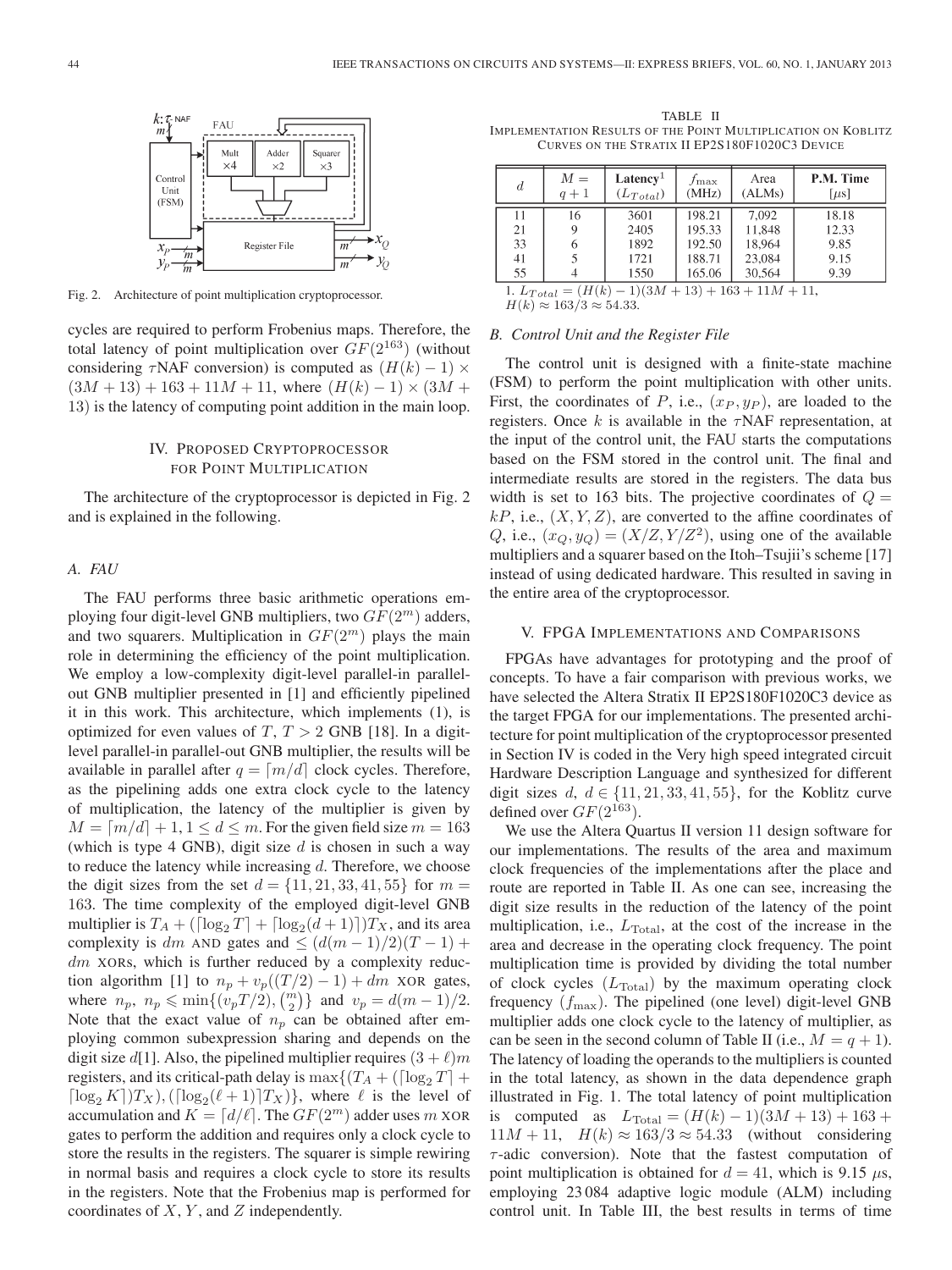Fig. 2. Architecture of point multiplication cryptoprocessor.

cycles are required to perform Frobenius maps. Therefore, the total latency of point multiplication over $GF(2^{163})$ (without considering $\tau$NAF conversion) is computed as $(H(k) - 1) \times (3M + 13) + 163 + 11M + 11$, where $(H(k) - 1) \times (3M + 13)$ is the latency of computing point addition in the main loop.

## IV. Proposed Cryptoprocessor for Point Multiplication

The architecture of the cryptoprocessor is depicted in Fig. 2 and is explained in the following.

### A. FAU

The FAU performs three basic arithmetic operations employing four digit-level GNB multipliers, two $GF(2^m)$ adders, and two squarers. Multiplication in $GF(2^m)$ plays the main role in determining the efficiency of the point multiplication. We employ a low-complexity digit-level parallel-in parallel-out GNB multiplier presented in [1] and efficiently pipelined it in this work. This architecture, which implements (1), is optimized for even values of $T$, $T > 2$ GNB [18]. In a digit-level parallel-in parallel-out GNB multiplier, the results will be available in parallel after $q = \lceil m/d \rceil$ clock cycles. Therefore, as the pipelining adds one extra clock cycle to the latency of multiplication, the latency of the multiplier is given by $M = \lceil m/d \rceil + 1, 1 \leq d \leq m$. For the given field size $m = 163$ (which is type 4 GNB), digit size $d$ is chosen in such a way to reduce the latency while increasing $d$. Therefore, we choose the digit sizes from the set $d = \{11, 21, 33, 41, 55\}$ for $m = 163$. The time complexity of the employed digit-level GNB multiplier is $T_A + (\lceil \log_2 T \rceil + \lceil \log_2(d+1) \rceil)T_X$, and its area complexity is $dm$ AND gates and $\leq (d(m-1)/2)(T-1) + dm$ XORs, which is further reduced by a complexity reduction algorithm [1] to $n_p + v_p((T/2) - 1) + dm$ XOR gates, where $n_p$, $n_p \leqslant \min\{(v_p T/2), \binom{m}{2}\}$ and $v_p = d(m-1)/2$. Note that the exact value of $n_p$ can be obtained after employing common subexpression sharing and depends on the digit size $d$[1]. Also, the pipelined multiplier requires $(3 + \ell)m$ registers, and its critical-path delay is $\max\{(T_A + (\lceil \log_2 T \rceil + \lceil \log_2 K \rceil)T_X), (\lceil \log_2(\ell + 1) \rceil T_X)\}$, where $\ell$ is the level of accumulation and $K = \lceil d/\ell \rceil$. The $GF(2^m)$ adder uses $m$ XOR gates to perform the addition and requires only a clock cycle to store the results in the registers. The squarer is simple rewiring in normal basis and requires a clock cycle to store its results in the registers. Note that the Frobenius map is performed for coordinates of $X$, $Y$, and $Z$ independently.

TABLE II
Implementation Results of the Point Multiplication on Koblitz Curves on the Stratix II EP2S180F1020C3 Device

| $d$ | $M = q+1$ | **Latency**[1] ($L_{Total}$) | $f_{\max}$ (MHz) | Area (ALMs) | **P.M. Time** [$\mu$s] |
|---|---|---|---|---|---|
| 11 | 16 | 3601 | 198.21 | 7,092 | 18.18 |
| 21 | 9 | 2405 | 195.33 | 11,848 | 12.33 |
| 33 | 6 | 1892 | 192.50 | 18,964 | 9.85 |
| 41 | 5 | 1721 | 188.71 | 23,084 | 9.15 |
| 55 | 4 | 1550 | 165.06 | 30,564 | 9.39 |

1. $L_{Total} = (H(k) - 1)(3M + 13) + 163 + 11M + 11$, $H(k) \approx 163/3 \approx 54.33$.

### B. Control Unit and the Register File

The control unit is designed with a finite-state machine (FSM) to perform the point multiplication with other units. First, the coordinates of $P$, i.e., $(x_P, y_P)$, are loaded to the registers. Once $k$ is available in the $\tau$NAF representation, at the input of the control unit, the FAU starts the computations based on the FSM stored in the control unit. The final and intermediate results are stored in the registers. The data bus width is set to 163 bits. The projective coordinates of $Q = kP$, i.e., $(X, Y, Z)$, are converted to the affine coordinates of $Q$, i.e., $(x_Q, y_Q) = (X/Z, Y/Z^2)$, using one of the available multipliers and a squarer based on the Itoh–Tsujii's scheme [17] instead of using dedicated hardware. This resulted in saving in the entire area of the cryptoprocessor.

## V. FPGA Implementations and Comparisons

FPGAs have advantages for prototyping and the proof of concepts. To have a fair comparison with previous works, we have selected the Altera Stratix II EP2S180F1020C3 device as the target FPGA for our implementations. The presented architecture for point multiplication of the cryptoprocessor presented in Section IV is coded in the Very high speed integrated circuit Hardware Description Language and synthesized for different digit sizes $d$, $d \in \{11, 21, 33, 41, 55\}$, for the Koblitz curve defined over $GF(2^{163})$.

We use the Altera Quartus II version 11 design software for our implementations. The results of the area and maximum clock frequencies of the implementations after the place and route are reported in Table II. As one can see, increasing the digit size results in the reduction of the latency of the point multiplication, i.e., $L_{\text{Total}}$, at the cost of the increase in the area and decrease in the operating clock frequency. The point multiplication time is provided by dividing the total number of clock cycles ($L_{\text{Total}}$) by the maximum operating clock frequency ($f_{\max}$). The pipelined (one level) digit-level GNB multiplier adds one clock cycle to the latency of multiplier, as can be seen in the second column of Table II (i.e., $M = q + 1$). The latency of loading the operands to the multipliers is counted in the total latency, as shown in the data dependence graph illustrated in Fig. 1. The total latency of point multiplication is computed as $L_{\text{Total}} = (H(k) - 1)(3M + 13) + 163 + 11M + 11$, $H(k) \approx 163/3 \approx 54.33$ (without considering $\tau$-adic conversion). Note that the fastest computation of point multiplication is obtained for $d = 41$, which is 9.15 $\mu$s, employing 23 084 adaptive logic module (ALM) including control unit. In Table III, the best results in terms of time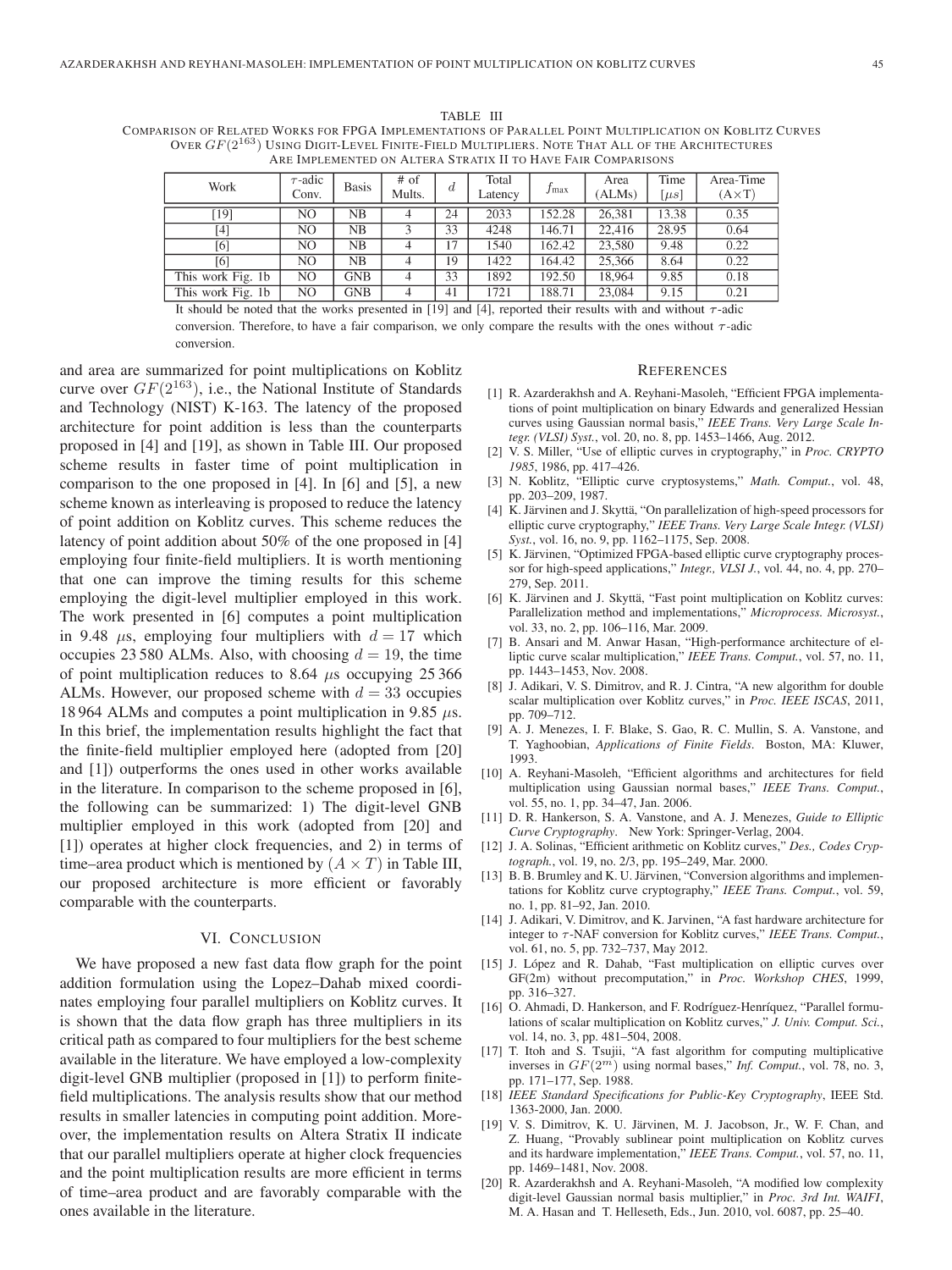TABLE III

COMPARISON OF RELATED WORKS FOR FPGA IMPLEMENTATIONS OF PARALLEL POINT MULTIPLICATION ON KOBLITZ CURVES OVER $GF(2^{163})$ USING DIGIT-LEVEL FINITE-FIELD MULTIPLIERS. NOTE THAT ALL OF THE ARCHITECTURES ARE IMPLEMENTED ON ALTERA STRATIX II TO HAVE FAIR COMPARISONS

| Work | $\tau$-adic Conv. | Basis | # of Mults. | $d$ | Total Latency | $f_{\max}$ | Area (ALMs) | Time [$\mu s$] | Area-Time (A×T) |
|---|---|---|---|---|---|---|---|---|---|
| [19] | NO | NB | 4 | 24 | 2033 | 152.28 | 26,381 | 13.38 | 0.35 |
| [4] | NO | NB | 3 | 33 | 4248 | 146.71 | 22,416 | 28.95 | 0.64 |
| [6] | NO | NB | 4 | 17 | 1540 | 162.42 | 23,580 | 9.48 | 0.22 |
| [6] | NO | NB | 4 | 19 | 1422 | 164.42 | 25,366 | 8.64 | 0.22 |
| This work Fig. 1b | NO | GNB | 4 | 33 | 1892 | 192.50 | 18,964 | 9.85 | 0.18 |
| This work Fig. 1b | NO | GNB | 4 | 41 | 1721 | 188.71 | 23,084 | 9.15 | 0.21 |

It should be noted that the works presented in [19] and [4], reported their results with and without $\tau$-adic conversion. Therefore, to have a fair comparison, we only compare the results with the ones without $\tau$-adic conversion.

and area are summarized for point multiplications on Koblitz curve over $GF(2^{163})$, i.e., the National Institute of Standards and Technology (NIST) K-163. The latency of the proposed architecture for point addition is less than the counterparts proposed in [4] and [19], as shown in Table III. Our proposed scheme results in faster time of point multiplication in comparison to the one proposed in [4]. In [6] and [5], a new scheme known as interleaving is proposed to reduce the latency of point addition on Koblitz curves. This scheme reduces the latency of point addition about 50% of the one proposed in [4] employing four finite-field multipliers. It is worth mentioning that one can improve the timing results for this scheme employing the digit-level multiplier employed in this work. The work presented in [6] computes a point multiplication in 9.48 $\mu$s, employing four multipliers with $d = 17$ which occupies 23 580 ALMs. Also, with choosing $d = 19$, the time of point multiplication reduces to 8.64 $\mu$s occupying 25 366 ALMs. However, our proposed scheme with $d = 33$ occupies 18 964 ALMs and computes a point multiplication in 9.85 $\mu$s. In this brief, the implementation results highlight the fact that the finite-field multiplier employed here (adopted from [20] and [1]) outperforms the ones used in other works available in the literature. In comparison to the scheme proposed in [6], the following can be summarized: 1) The digit-level GNB multiplier employed in this work (adopted from [20] and [1]) operates at higher clock frequencies, and 2) in terms of time–area product which is mentioned by $(A \times T)$ in Table III, our proposed architecture is more efficient or favorably comparable with the counterparts.

## VI. CONCLUSION

We have proposed a new fast data flow graph for the point addition formulation using the Lopez–Dahab mixed coordinates employing four parallel multipliers on Koblitz curves. It is shown that the data flow graph has three multipliers in its critical path as compared to four multipliers for the best scheme available in the literature. We have employed a low-complexity digit-level GNB multiplier (proposed in [1]) to perform finite-field multiplications. The analysis results show that our method results in smaller latencies in computing point addition. Moreover, the implementation results on Altera Stratix II indicate that our parallel multipliers operate at higher clock frequencies and the point multiplication results are more efficient in terms of time–area product and are favorably comparable with the ones available in the literature.

## REFERENCES

[1] R. Azarderakhsh and A. Reyhani-Masoleh, "Efficient FPGA implementations of point multiplication on binary Edwards and generalized Hessian curves using Gaussian normal basis," *IEEE Trans. Very Large Scale Integr. (VLSI) Syst.*, vol. 20, no. 8, pp. 1453–1466, Aug. 2012.

[2] V. S. Miller, "Use of elliptic curves in cryptography," in *Proc. CRYPTO 1985*, 1986, pp. 417–426.

[3] N. Koblitz, "Elliptic curve cryptosystems," *Math. Comput.*, vol. 48, pp. 203–209, 1987.

[4] K. Järvinen and J. Skyttä, "On parallelization of high-speed processors for elliptic curve cryptography," *IEEE Trans. Very Large Scale Integr. (VLSI) Syst.*, vol. 16, no. 9, pp. 1162–1175, Sep. 2008.

[5] K. Järvinen, "Optimized FPGA-based elliptic curve cryptography processor for high-speed applications," *Integr., VLSI J.*, vol. 44, no. 4, pp. 270–279, Sep. 2011.

[6] K. Järvinen and J. Skyttä, "Fast point multiplication on Koblitz curves: Parallelization method and implementations," *Microprocess. Microsyst.*, vol. 33, no. 2, pp. 106–116, Mar. 2009.

[7] B. Ansari and M. Anwar Hasan, "High-performance architecture of elliptic curve scalar multiplication," *IEEE Trans. Comput.*, vol. 57, no. 11, pp. 1443–1453, Nov. 2008.

[8] J. Adikari, V. S. Dimitrov, and R. J. Cintra, "A new algorithm for double scalar multiplication over Koblitz curves," in *Proc. IEEE ISCAS*, 2011, pp. 709–712.

[9] A. J. Menezes, I. F. Blake, S. Gao, R. C. Mullin, S. A. Vanstone, and T. Yaghoobian, *Applications of Finite Fields*. Boston, MA: Kluwer, 1993.

[10] A. Reyhani-Masoleh, "Efficient algorithms and architectures for field multiplication using Gaussian normal bases," *IEEE Trans. Comput.*, vol. 55, no. 1, pp. 34–47, Jan. 2006.

[11] D. R. Hankerson, S. A. Vanstone, and A. J. Menezes, *Guide to Elliptic Curve Cryptography*. New York: Springer-Verlag, 2004.

[12] J. A. Solinas, "Efficient arithmetic on Koblitz curves," *Des., Codes Cryptograph.*, vol. 19, no. 2/3, pp. 195–249, Mar. 2000.

[13] B. B. Brumley and K. U. Järvinen, "Conversion algorithms and implementations for Koblitz curve cryptography," *IEEE Trans. Comput.*, vol. 59, no. 1, pp. 81–92, Jan. 2010.

[14] J. Adikari, V. Dimitrov, and K. Jarvinen, "A fast hardware architecture for integer to $\tau$-NAF conversion for Koblitz curves," *IEEE Trans. Comput.*, vol. 61, no. 5, pp. 732–737, May 2012.

[15] J. López and R. Dahab, "Fast multiplication on elliptic curves over GF(2m) without precomputation," in *Proc. Workshop CHES*, 1999, pp. 316–327.

[16] O. Ahmadi, D. Hankerson, and F. Rodríguez-Henríquez, "Parallel formulations of scalar multiplication on Koblitz curves," *J. Univ. Comput. Sci.*, vol. 14, no. 3, pp. 481–504, 2008.

[17] T. Itoh and S. Tsujii, "A fast algorithm for computing multiplicative inverses in $GF(2^m)$ using normal bases," *Inf. Comput.*, vol. 78, no. 3, pp. 171–177, Sep. 1988.

[18] *IEEE Standard Specifications for Public-Key Cryptography*, IEEE Std. 1363-2000, Jan. 2000.

[19] V. S. Dimitrov, K. U. Järvinen, M. J. Jacobson, Jr., W. F. Chan, and Z. Huang, "Provably sublinear point multiplication on Koblitz curves and its hardware implementation," *IEEE Trans. Comput.*, vol. 57, no. 11, pp. 1469–1481, Nov. 2008.

[20] R. Azarderakhsh and A. Reyhani-Masoleh, "A modified low complexity digit-level Gaussian normal basis multiplier," in *Proc. 3rd Int. WAIFI*, M. A. Hasan and T. Helleseth, Eds., Jun. 2010, vol. 6087, pp. 25–40.